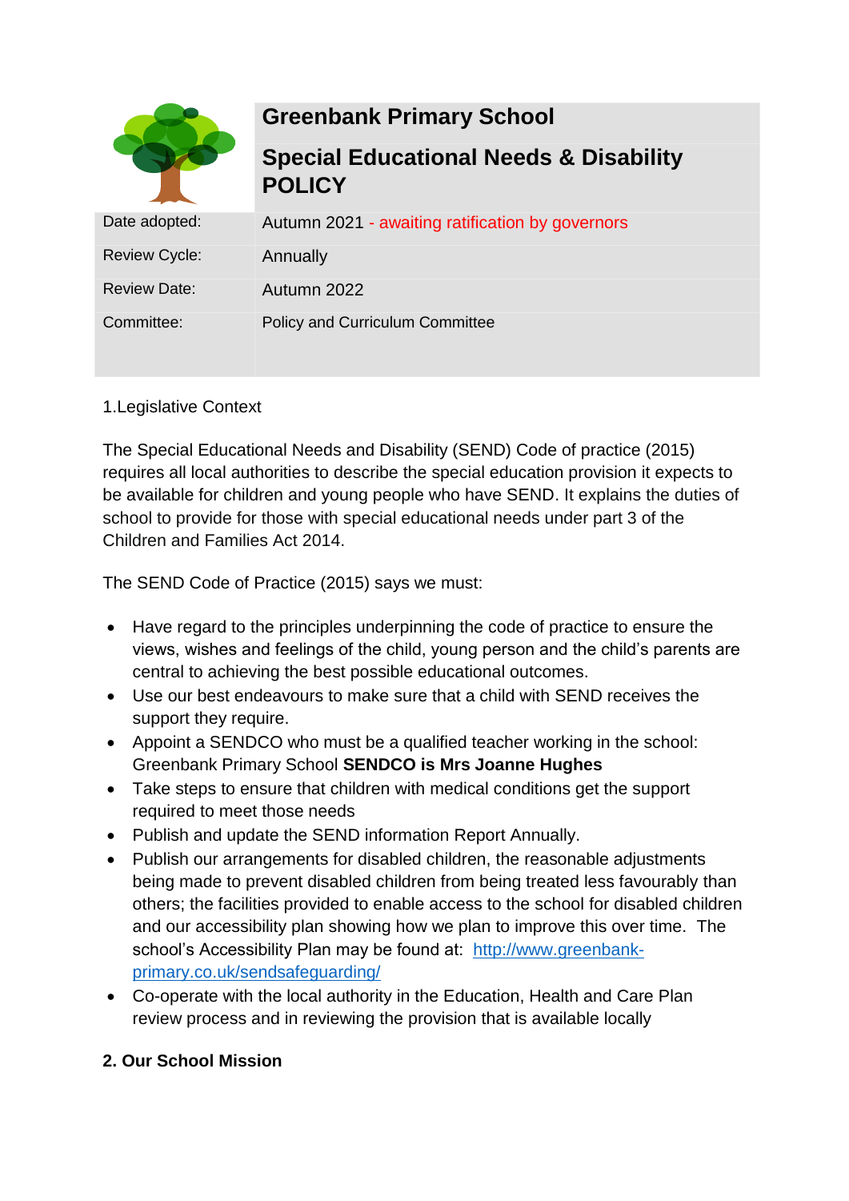# Greenbank Primary School

## Special Educational Needs & Disability POLICY

| | |
|---|---|
| Date adopted: | Autumn 2021 - awaiting ratification by governors |
| Review Cycle: | Annually |
| Review Date: | Autumn 2022 |
| Committee: | Policy and Curriculum Committee |

1.Legislative Context

The Special Educational Needs and Disability (SEND) Code of practice (2015) requires all local authorities to describe the special education provision it expects to be available for children and young people who have SEND. It explains the duties of school to provide for those with special educational needs under part 3 of the Children and Families Act 2014.

The SEND Code of Practice (2015) says we must:

- Have regard to the principles underpinning the code of practice to ensure the views, wishes and feelings of the child, young person and the child's parents are central to achieving the best possible educational outcomes.
- Use our best endeavours to make sure that a child with SEND receives the support they require.
- Appoint a SENDCO who must be a qualified teacher working in the school: Greenbank Primary School **SENDCO is Mrs Joanne Hughes**
- Take steps to ensure that children with medical conditions get the support required to meet those needs
- Publish and update the SEND information Report Annually.
- Publish our arrangements for disabled children, the reasonable adjustments being made to prevent disabled children from being treated less favourably than others; the facilities provided to enable access to the school for disabled children and our accessibility plan showing how we plan to improve this over time. The school's Accessibility Plan may be found at: [http://www.greenbank-primary.co.uk/sendsafeguarding/](http://www.greenbank-primary.co.uk/sendsafeguarding/)
- Co-operate with the local authority in the Education, Health and Care Plan review process and in reviewing the provision that is available locally

**2. Our School Mission**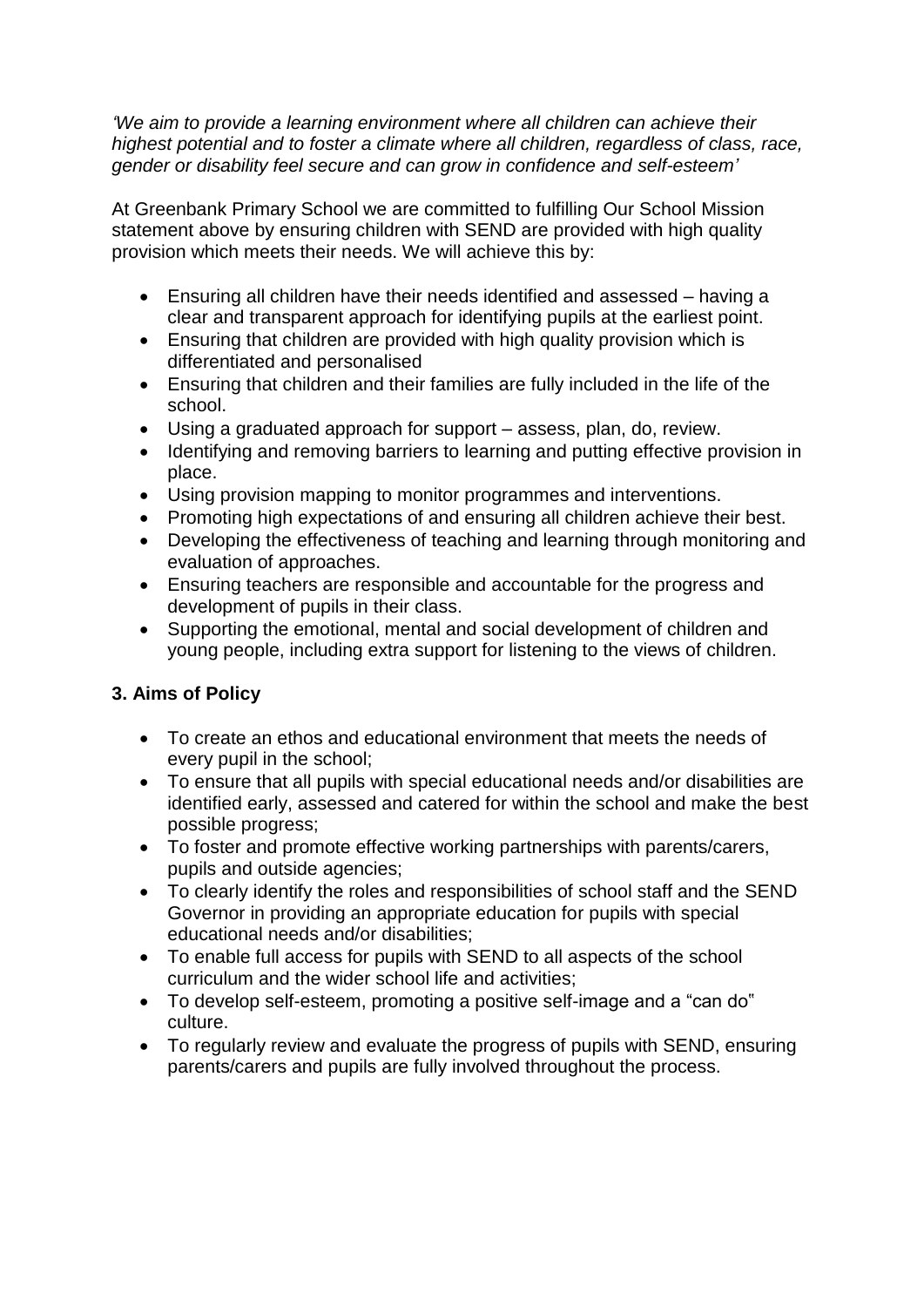*'We aim to provide a learning environment where all children can achieve their highest potential and to foster a climate where all children, regardless of class, race, gender or disability feel secure and can grow in confidence and self-esteem'*

At Greenbank Primary School we are committed to fulfilling Our School Mission statement above by ensuring children with SEND are provided with high quality provision which meets their needs. We will achieve this by:

- Ensuring all children have their needs identified and assessed – having a clear and transparent approach for identifying pupils at the earliest point.
- Ensuring that children are provided with high quality provision which is differentiated and personalised
- Ensuring that children and their families are fully included in the life of the school.
- Using a graduated approach for support – assess, plan, do, review.
- Identifying and removing barriers to learning and putting effective provision in place.
- Using provision mapping to monitor programmes and interventions.
- Promoting high expectations of and ensuring all children achieve their best.
- Developing the effectiveness of teaching and learning through monitoring and evaluation of approaches.
- Ensuring teachers are responsible and accountable for the progress and development of pupils in their class.
- Supporting the emotional, mental and social development of children and young people, including extra support for listening to the views of children.

### 3. Aims of Policy

- To create an ethos and educational environment that meets the needs of every pupil in the school;
- To ensure that all pupils with special educational needs and/or disabilities are identified early, assessed and catered for within the school and make the best possible progress;
- To foster and promote effective working partnerships with parents/carers, pupils and outside agencies;
- To clearly identify the roles and responsibilities of school staff and the SEND Governor in providing an appropriate education for pupils with special educational needs and/or disabilities;
- To enable full access for pupils with SEND to all aspects of the school curriculum and the wider school life and activities;
- To develop self-esteem, promoting a positive self-image and a "can do" culture.
- To regularly review and evaluate the progress of pupils with SEND, ensuring parents/carers and pupils are fully involved throughout the process.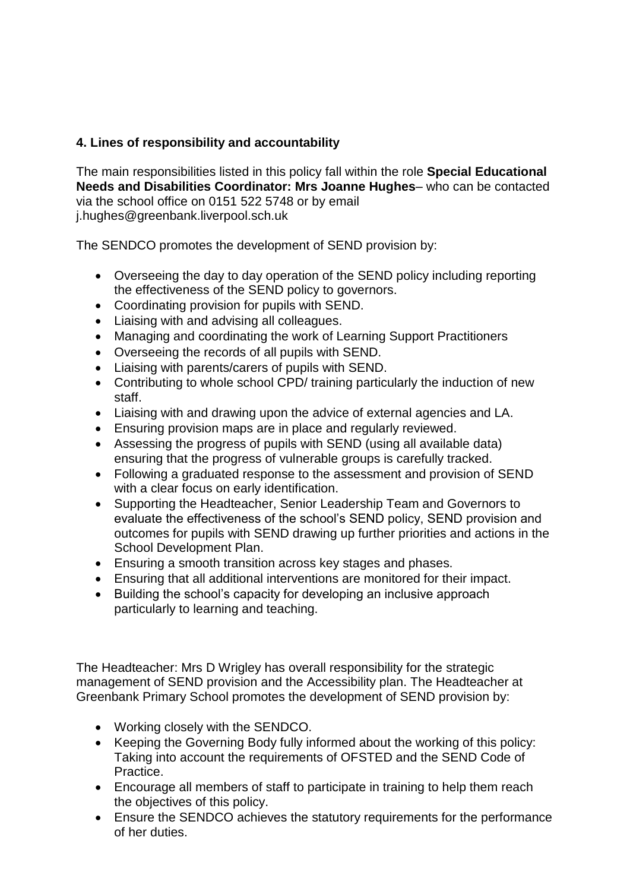### 4. Lines of responsibility and accountability

The main responsibilities listed in this policy fall within the role **Special Educational Needs and Disabilities Coordinator: Mrs Joanne Hughes**– who can be contacted via the school office on 0151 522 5748 or by email j.hughes@greenbank.liverpool.sch.uk

The SENDCO promotes the development of SEND provision by:

- Overseeing the day to day operation of the SEND policy including reporting the effectiveness of the SEND policy to governors.
- Coordinating provision for pupils with SEND.
- Liaising with and advising all colleagues.
- Managing and coordinating the work of Learning Support Practitioners
- Overseeing the records of all pupils with SEND.
- Liaising with parents/carers of pupils with SEND.
- Contributing to whole school CPD/ training particularly the induction of new staff.
- Liaising with and drawing upon the advice of external agencies and LA.
- Ensuring provision maps are in place and regularly reviewed.
- Assessing the progress of pupils with SEND (using all available data) ensuring that the progress of vulnerable groups is carefully tracked.
- Following a graduated response to the assessment and provision of SEND with a clear focus on early identification.
- Supporting the Headteacher, Senior Leadership Team and Governors to evaluate the effectiveness of the school's SEND policy, SEND provision and outcomes for pupils with SEND drawing up further priorities and actions in the School Development Plan.
- Ensuring a smooth transition across key stages and phases.
- Ensuring that all additional interventions are monitored for their impact.
- Building the school's capacity for developing an inclusive approach particularly to learning and teaching.

The Headteacher: Mrs D Wrigley has overall responsibility for the strategic management of SEND provision and the Accessibility plan. The Headteacher at Greenbank Primary School promotes the development of SEND provision by:

- Working closely with the SENDCO.
- Keeping the Governing Body fully informed about the working of this policy: Taking into account the requirements of OFSTED and the SEND Code of Practice.
- Encourage all members of staff to participate in training to help them reach the objectives of this policy.
- Ensure the SENDCO achieves the statutory requirements for the performance of her duties.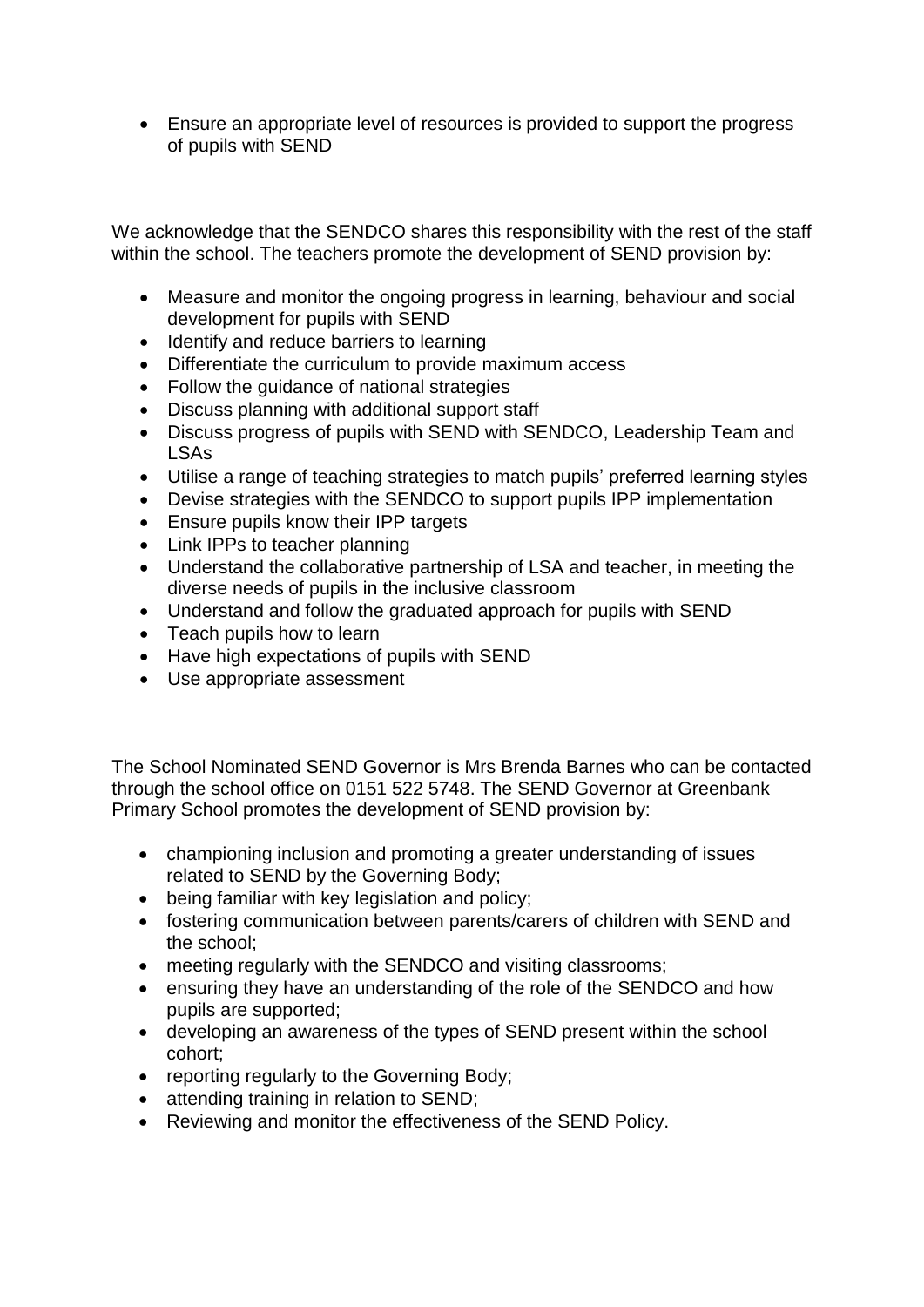- Ensure an appropriate level of resources is provided to support the progress of pupils with SEND

We acknowledge that the SENDCO shares this responsibility with the rest of the staff within the school. The teachers promote the development of SEND provision by:

- Measure and monitor the ongoing progress in learning, behaviour and social development for pupils with SEND
- Identify and reduce barriers to learning
- Differentiate the curriculum to provide maximum access
- Follow the guidance of national strategies
- Discuss planning with additional support staff
- Discuss progress of pupils with SEND with SENDCO, Leadership Team and LSAs
- Utilise a range of teaching strategies to match pupils' preferred learning styles
- Devise strategies with the SENDCO to support pupils IPP implementation
- Ensure pupils know their IPP targets
- Link IPPs to teacher planning
- Understand the collaborative partnership of LSA and teacher, in meeting the diverse needs of pupils in the inclusive classroom
- Understand and follow the graduated approach for pupils with SEND
- Teach pupils how to learn
- Have high expectations of pupils with SEND
- Use appropriate assessment

The School Nominated SEND Governor is Mrs Brenda Barnes who can be contacted through the school office on 0151 522 5748. The SEND Governor at Greenbank Primary School promotes the development of SEND provision by:

- championing inclusion and promoting a greater understanding of issues related to SEND by the Governing Body;
- being familiar with key legislation and policy;
- fostering communication between parents/carers of children with SEND and the school;
- meeting regularly with the SENDCO and visiting classrooms;
- ensuring they have an understanding of the role of the SENDCO and how pupils are supported;
- developing an awareness of the types of SEND present within the school cohort;
- reporting regularly to the Governing Body;
- attending training in relation to SEND;
- Reviewing and monitor the effectiveness of the SEND Policy.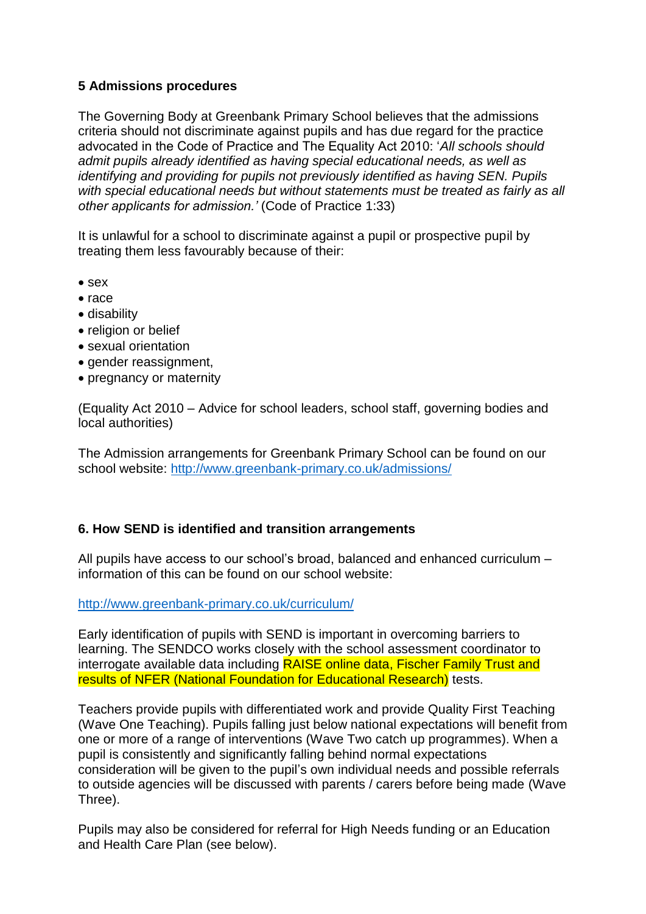## 5 Admissions procedures

The Governing Body at Greenbank Primary School believes that the admissions criteria should not discriminate against pupils and has due regard for the practice advocated in the Code of Practice and The Equality Act 2010: '*All schools should admit pupils already identified as having special educational needs, as well as identifying and providing for pupils not previously identified as having SEN. Pupils with special educational needs but without statements must be treated as fairly as all other applicants for admission.'* (Code of Practice 1:33)

It is unlawful for a school to discriminate against a pupil or prospective pupil by treating them less favourably because of their:

- sex
- race
- disability
- religion or belief
- sexual orientation
- gender reassignment,
- pregnancy or maternity

(Equality Act 2010 – Advice for school leaders, school staff, governing bodies and local authorities)

The Admission arrangements for Greenbank Primary School can be found on our school website: http://www.greenbank-primary.co.uk/admissions/

## 6. How SEND is identified and transition arrangements

All pupils have access to our school's broad, balanced and enhanced curriculum – information of this can be found on our school website:

http://www.greenbank-primary.co.uk/curriculum/

Early identification of pupils with SEND is important in overcoming barriers to learning. The SENDCO works closely with the school assessment coordinator to interrogate available data including RAISE online data, Fischer Family Trust and results of NFER (National Foundation for Educational Research) tests.

Teachers provide pupils with differentiated work and provide Quality First Teaching (Wave One Teaching). Pupils falling just below national expectations will benefit from one or more of a range of interventions (Wave Two catch up programmes). When a pupil is consistently and significantly falling behind normal expectations consideration will be given to the pupil's own individual needs and possible referrals to outside agencies will be discussed with parents / carers before being made (Wave Three).

Pupils may also be considered for referral for High Needs funding or an Education and Health Care Plan (see below).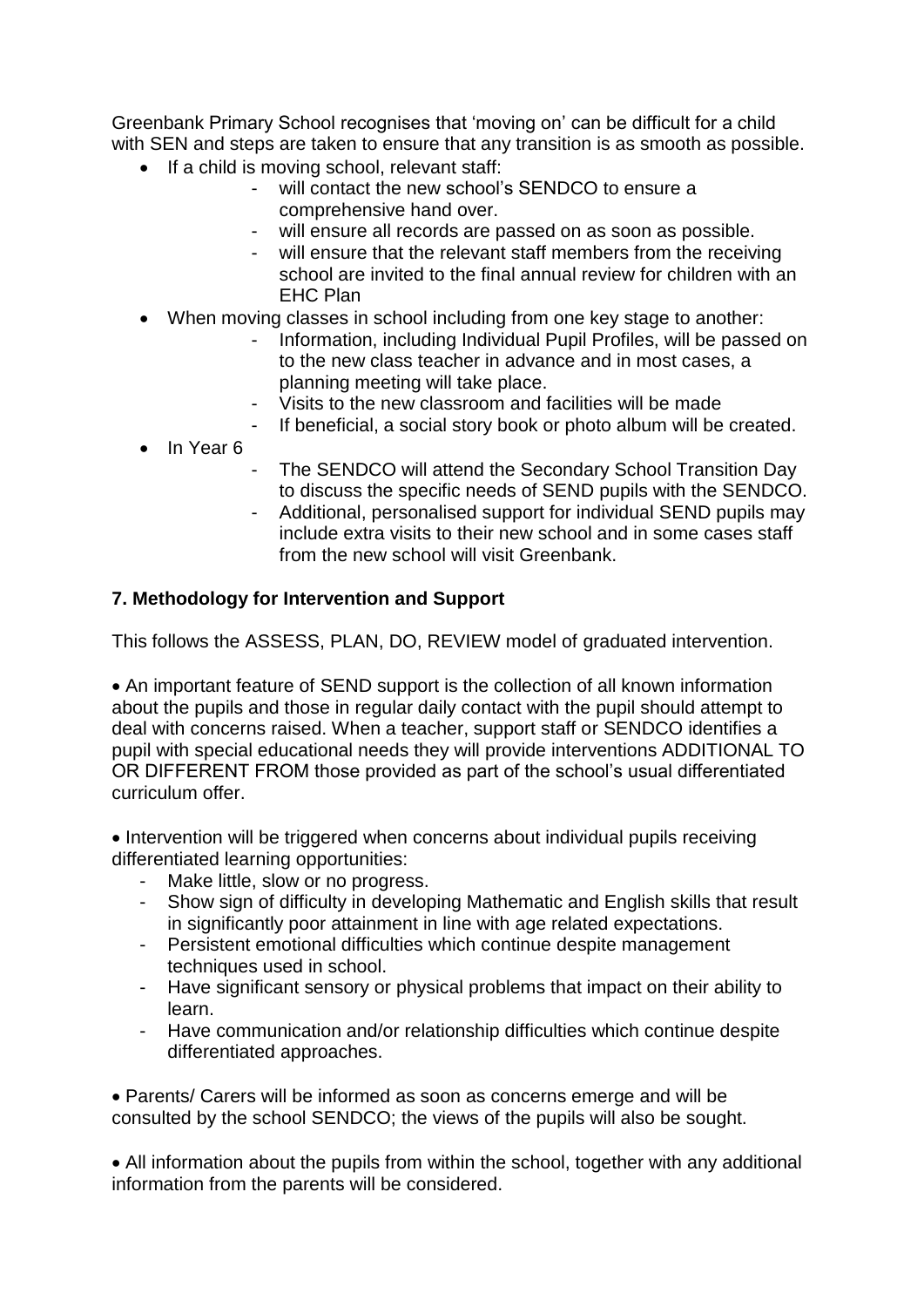Greenbank Primary School recognises that 'moving on' can be difficult for a child with SEN and steps are taken to ensure that any transition is as smooth as possible.

- If a child is moving school, relevant staff:
  - will contact the new school's SENDCO to ensure a comprehensive hand over.
  - will ensure all records are passed on as soon as possible.
  - will ensure that the relevant staff members from the receiving school are invited to the final annual review for children with an EHC Plan
- When moving classes in school including from one key stage to another:
  - Information, including Individual Pupil Profiles, will be passed on to the new class teacher in advance and in most cases, a planning meeting will take place.
  - Visits to the new classroom and facilities will be made
  - If beneficial, a social story book or photo album will be created.
- In Year 6
  - The SENDCO will attend the Secondary School Transition Day to discuss the specific needs of SEND pupils with the SENDCO.
  - Additional, personalised support for individual SEND pupils may include extra visits to their new school and in some cases staff from the new school will visit Greenbank.

**7. Methodology for Intervention and Support**

This follows the ASSESS, PLAN, DO, REVIEW model of graduated intervention.

- An important feature of SEND support is the collection of all known information about the pupils and those in regular daily contact with the pupil should attempt to deal with concerns raised. When a teacher, support staff or SENDCO identifies a pupil with special educational needs they will provide interventions ADDITIONAL TO OR DIFFERENT FROM those provided as part of the school's usual differentiated curriculum offer.

- Intervention will be triggered when concerns about individual pupils receiving differentiated learning opportunities:
  - Make little, slow or no progress.
  - Show sign of difficulty in developing Mathematic and English skills that result in significantly poor attainment in line with age related expectations.
  - Persistent emotional difficulties which continue despite management techniques used in school.
  - Have significant sensory or physical problems that impact on their ability to learn.
  - Have communication and/or relationship difficulties which continue despite differentiated approaches.

- Parents/ Carers will be informed as soon as concerns emerge and will be consulted by the school SENDCO; the views of the pupils will also be sought.

- All information about the pupils from within the school, together with any additional information from the parents will be considered.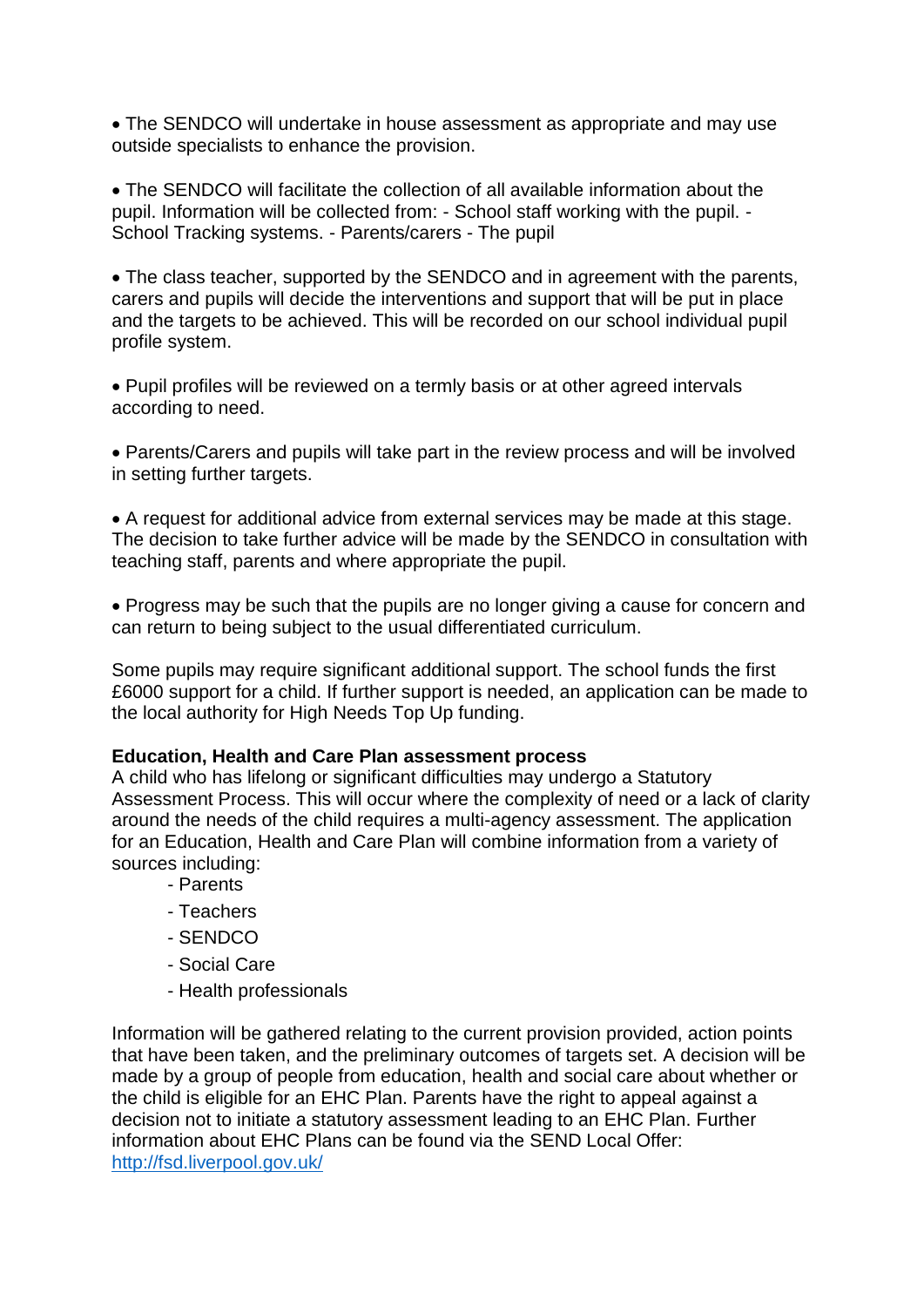- The SENDCO will undertake in house assessment as appropriate and may use outside specialists to enhance the provision.

- The SENDCO will facilitate the collection of all available information about the pupil. Information will be collected from: - School staff working with the pupil. - School Tracking systems. - Parents/carers - The pupil

- The class teacher, supported by the SENDCO and in agreement with the parents, carers and pupils will decide the interventions and support that will be put in place and the targets to be achieved. This will be recorded on our school individual pupil profile system.

- Pupil profiles will be reviewed on a termly basis or at other agreed intervals according to need.

- Parents/Carers and pupils will take part in the review process and will be involved in setting further targets.

- A request for additional advice from external services may be made at this stage. The decision to take further advice will be made by the SENDCO in consultation with teaching staff, parents and where appropriate the pupil.

- Progress may be such that the pupils are no longer giving a cause for concern and can return to being subject to the usual differentiated curriculum.

Some pupils may require significant additional support. The school funds the first £6000 support for a child. If further support is needed, an application can be made to the local authority for High Needs Top Up funding.

**Education, Health and Care Plan assessment process**

A child who has lifelong or significant difficulties may undergo a Statutory Assessment Process. This will occur where the complexity of need or a lack of clarity around the needs of the child requires a multi-agency assessment. The application for an Education, Health and Care Plan will combine information from a variety of sources including:

- Parents
- Teachers
- SENDCO
- Social Care
- Health professionals

Information will be gathered relating to the current provision provided, action points that have been taken, and the preliminary outcomes of targets set. A decision will be made by a group of people from education, health and social care about whether or the child is eligible for an EHC Plan. Parents have the right to appeal against a decision not to initiate a statutory assessment leading to an EHC Plan. Further information about EHC Plans can be found via the SEND Local Offer: [http://fsd.liverpool.gov.uk/](http://fsd.liverpool.gov.uk/)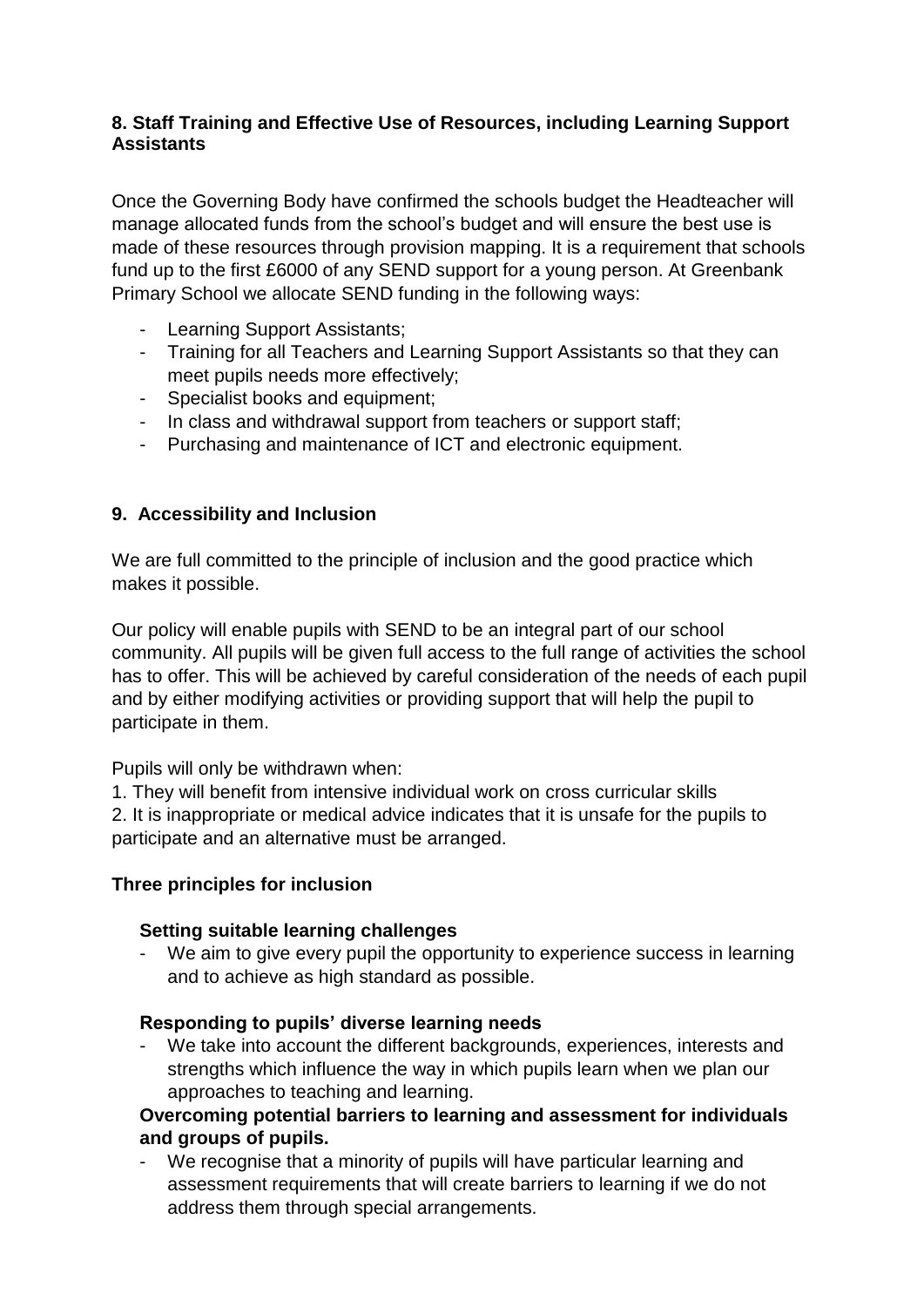## 8. Staff Training and Effective Use of Resources, including Learning Support Assistants

Once the Governing Body have confirmed the schools budget the Headteacher will manage allocated funds from the school's budget and will ensure the best use is made of these resources through provision mapping. It is a requirement that schools fund up to the first £6000 of any SEND support for a young person. At Greenbank Primary School we allocate SEND funding in the following ways:

- Learning Support Assistants;
- Training for all Teachers and Learning Support Assistants so that they can meet pupils needs more effectively;
- Specialist books and equipment;
- In class and withdrawal support from teachers or support staff;
- Purchasing and maintenance of ICT and electronic equipment.

## 9. Accessibility and Inclusion

We are full committed to the principle of inclusion and the good practice which makes it possible.

Our policy will enable pupils with SEND to be an integral part of our school community. All pupils will be given full access to the full range of activities the school has to offer. This will be achieved by careful consideration of the needs of each pupil and by either modifying activities or providing support that will help the pupil to participate in them.

Pupils will only be withdrawn when:

1. They will benefit from intensive individual work on cross curricular skills
2. It is inappropriate or medical advice indicates that it is unsafe for the pupils to participate and an alternative must be arranged.

### Three principles for inclusion

**Setting suitable learning challenges**

- We aim to give every pupil the opportunity to experience success in learning and to achieve as high standard as possible.

**Responding to pupils' diverse learning needs**

- We take into account the different backgrounds, experiences, interests and strengths which influence the way in which pupils learn when we plan our approaches to teaching and learning.

**Overcoming potential barriers to learning and assessment for individuals and groups of pupils.**

- We recognise that a minority of pupils will have particular learning and assessment requirements that will create barriers to learning if we do not address them through special arrangements.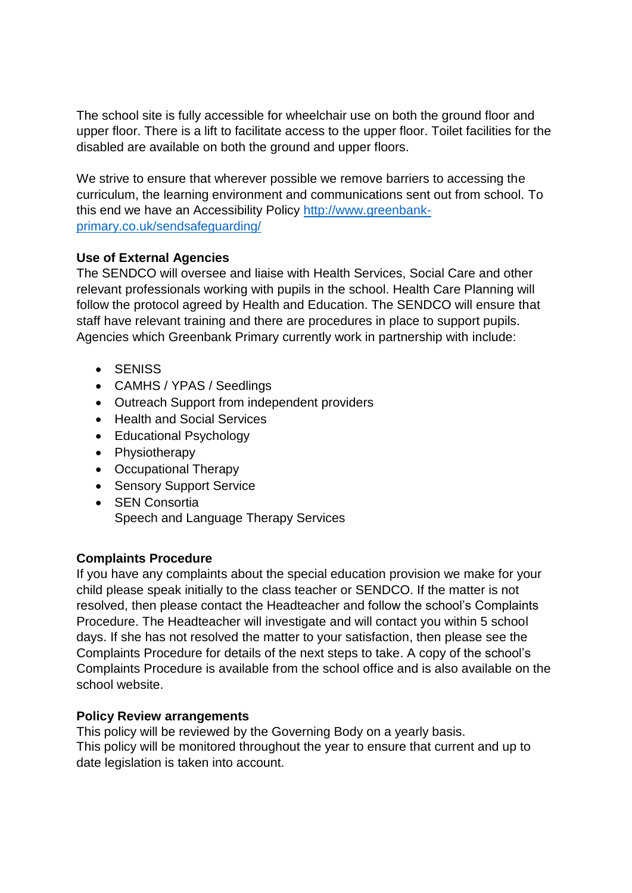The school site is fully accessible for wheelchair use on both the ground floor and upper floor. There is a lift to facilitate access to the upper floor. Toilet facilities for the disabled are available on both the ground and upper floors.

We strive to ensure that wherever possible we remove barriers to accessing the curriculum, the learning environment and communications sent out from school. To this end we have an Accessibility Policy [http://www.greenbank-primary.co.uk/sendsafeguarding/](http://www.greenbank-primary.co.uk/sendsafeguarding/)

**Use of External Agencies**

The SENDCO will oversee and liaise with Health Services, Social Care and other relevant professionals working with pupils in the school. Health Care Planning will follow the protocol agreed by Health and Education. The SENDCO will ensure that staff have relevant training and there are procedures in place to support pupils. Agencies which Greenbank Primary currently work in partnership with include:

- SENISS
- CAMHS / YPAS / Seedlings
- Outreach Support from independent providers
- Health and Social Services
- Educational Psychology
- Physiotherapy
- Occupational Therapy
- Sensory Support Service
- SEN Consortia
  Speech and Language Therapy Services

**Complaints Procedure**

If you have any complaints about the special education provision we make for your child please speak initially to the class teacher or SENDCO. If the matter is not resolved, then please contact the Headteacher and follow the school's Complaints Procedure. The Headteacher will investigate and will contact you within 5 school days. If she has not resolved the matter to your satisfaction, then please see the Complaints Procedure for details of the next steps to take. A copy of the school's Complaints Procedure is available from the school office and is also available on the school website.

**Policy Review arrangements**

This policy will be reviewed by the Governing Body on a yearly basis.
This policy will be monitored throughout the year to ensure that current and up to date legislation is taken into account.